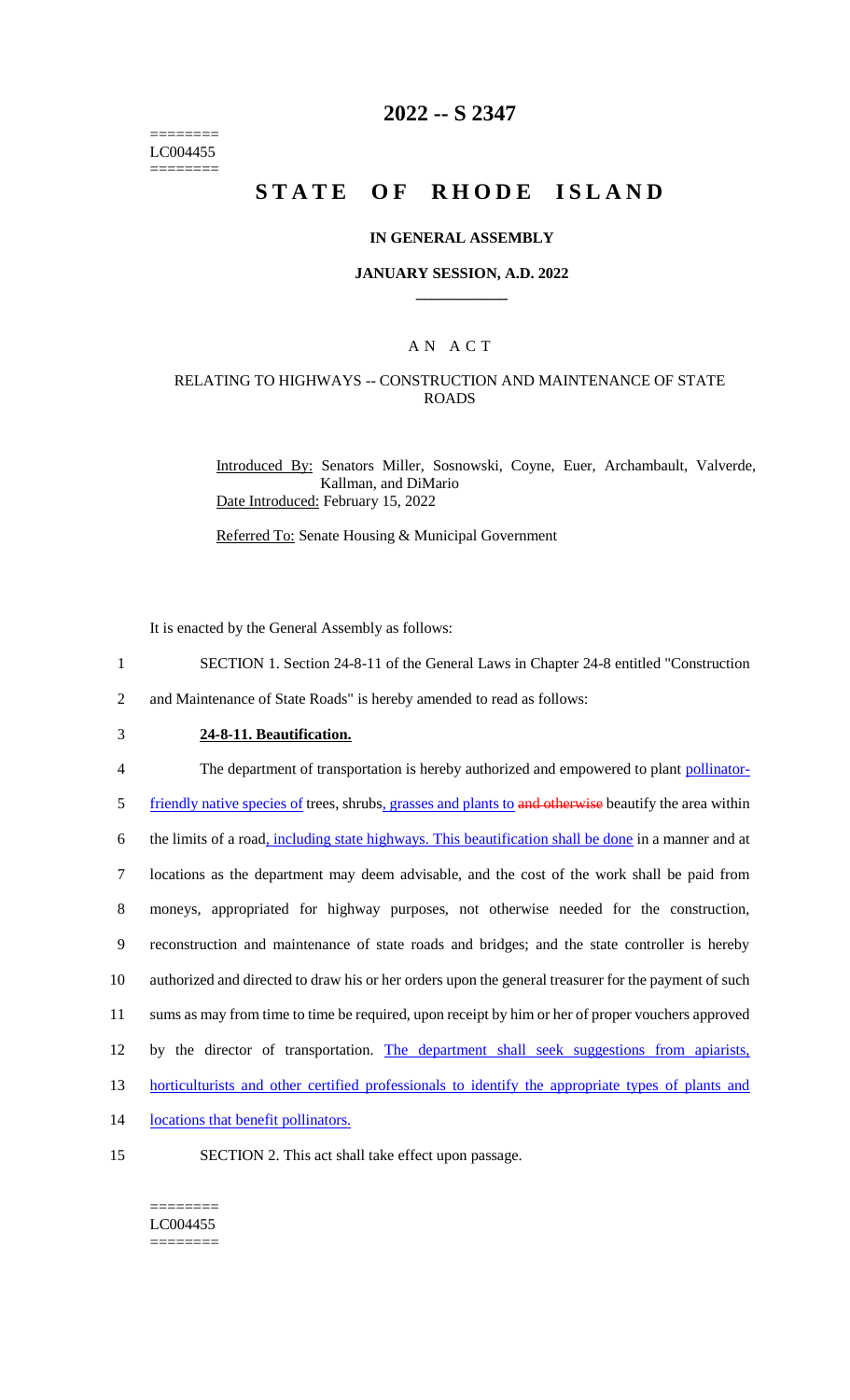========
LC004455
========

# 2022 -- S 2347

# STATE OF RHODE ISLAND

## IN GENERAL ASSEMBLY

### JANUARY SESSION, A.D. 2022

## A N A C T

### RELATING TO HIGHWAYS -- CONSTRUCTION AND MAINTENANCE OF STATE ROADS

Introduced By: Senators Miller, Sosnowski, Coyne, Euer, Archambault, Valverde, Kallman, and DiMario

Date Introduced: February 15, 2022

Referred To: Senate Housing & Municipal Government

It is enacted by the General Assembly as follows:

1 SECTION 1. Section 24-8-11 of the General Laws in Chapter 24-8 entitled "Construction
2 and Maintenance of State Roads" is hereby amended to read as follows:

3 **24-8-11. Beautification.**

4 The department of transportation is hereby authorized and empowered to plant pollinator-
5 friendly native species of trees, shrubs, grasses and plants to ~~and otherwise~~ beautify the area within
6 the limits of a road, including state highways. This beautification shall be done in a manner and at
7 locations as the department may deem advisable, and the cost of the work shall be paid from
8 moneys, appropriated for highway purposes, not otherwise needed for the construction,
9 reconstruction and maintenance of state roads and bridges; and the state controller is hereby
10 authorized and directed to draw his or her orders upon the general treasurer for the payment of such
11 sums as may from time to time be required, upon receipt by him or her of proper vouchers approved
12 by the director of transportation. The department shall seek suggestions from apiarists,
13 horticulturists and other certified professionals to identify the appropriate types of plants and
14 locations that benefit pollinators.

15 SECTION 2. This act shall take effect upon passage.

========
LC004455
========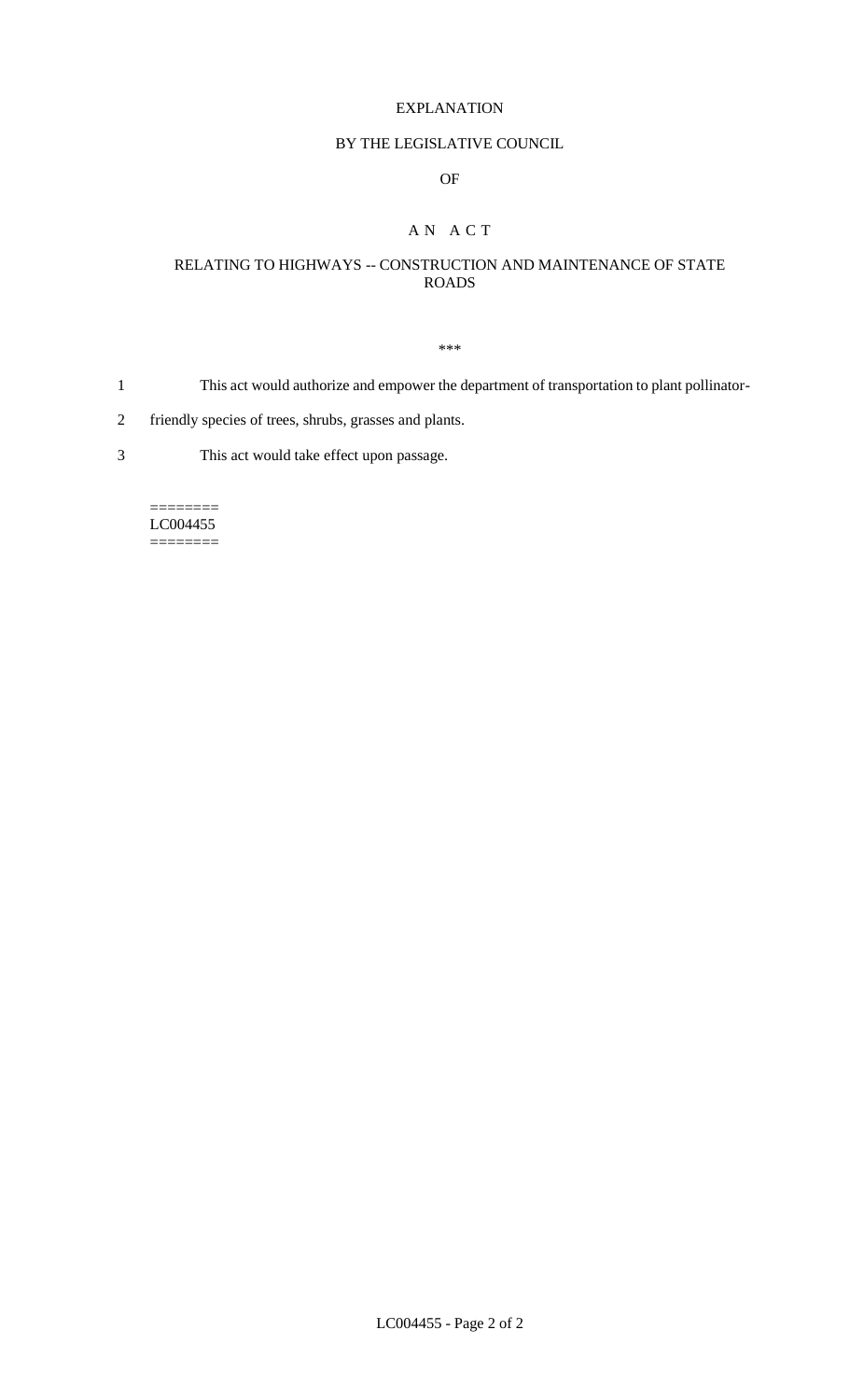EXPLANATION

BY THE LEGISLATIVE COUNCIL

OF

# A N A C T

## RELATING TO HIGHWAYS -- CONSTRUCTION AND MAINTENANCE OF STATE ROADS

\*\*\*

1 This act would authorize and empower the department of transportation to plant pollinator-

2 friendly species of trees, shrubs, grasses and plants.

3 This act would take effect upon passage.

========
LC004455
========